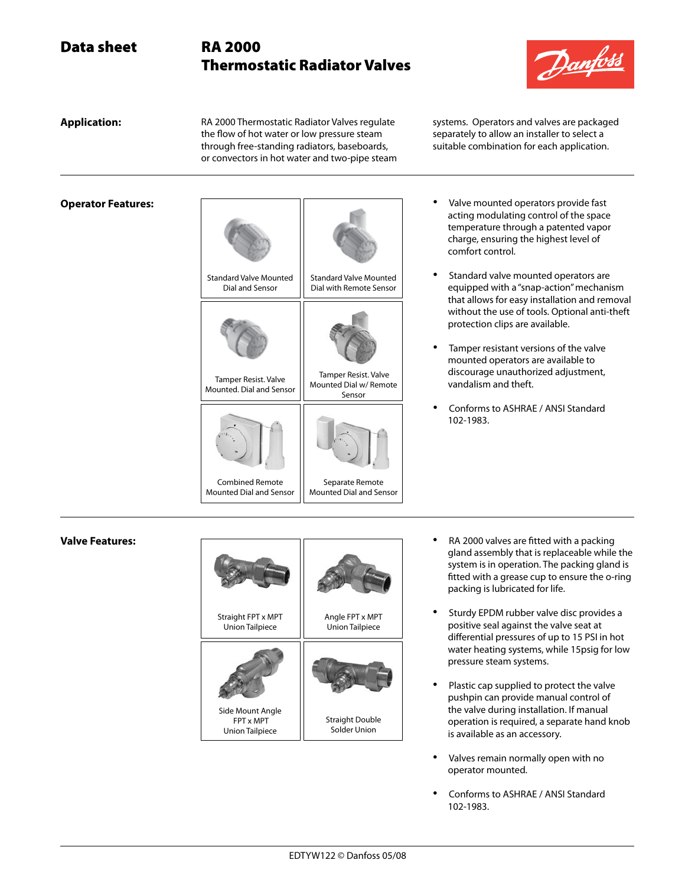# Data sheet

# RA 2000 Thermostatic Radiator Valves

**Application:**

RA 2000 Thermostatic Radiator Valves regulate the flow of hot water or low pressure steam through free-standing radiators, baseboards, or convectors in hot water and two-pipe steam systems. Operators and valves are packaged separately to allow an installer to select a suitable combination for each application.

**Operator Features:**

Standard Valve Mounted Dial and Sensor

Standard Valve Mounted Dial with Remote Sensor

Tamper Resist. Valve Mounted. Dial and Sensor

Tamper Resist. Valve Mounted Dial w/ Remote Sensor

Combined Remote Mounted Dial and Sensor

Separate Remote Mounted Dial and Sensor

- Valve mounted operators provide fast acting modulating control of the space temperature through a patented vapor charge, ensuring the highest level of comfort control.
- Standard valve mounted operators are equipped with a "snap-action" mechanism that allows for easy installation and removal without the use of tools. Optional anti-theft protection clips are available.
- Tamper resistant versions of the valve mounted operators are available to discourage unauthorized adjustment, vandalism and theft.
- Conforms to ASHRAE / ANSI Standard 102-1983.

**Valve Features:**

Straight FPT x MPT Union Tailpiece

Angle FPT x MPT Union Tailpiece

Side Mount Angle FPT x MPT Union Tailpiece

Straight Double Solder Union

- RA 2000 valves are fitted with a packing gland assembly that is replaceable while the system is in operation. The packing gland is fitted with a grease cup to ensure the o-ring packing is lubricated for life.
- Sturdy EPDM rubber valve disc provides a positive seal against the valve seat at differential pressures of up to 15 PSI in hot water heating systems, while 15psig for low pressure steam systems.
- Plastic cap supplied to protect the valve pushpin can provide manual control of the valve during installation. If manual operation is required, a separate hand knob is available as an accessory.
- Valves remain normally open with no operator mounted.
- Conforms to ASHRAE / ANSI Standard 102-1983.

EDTYW122 © Danfoss 05/08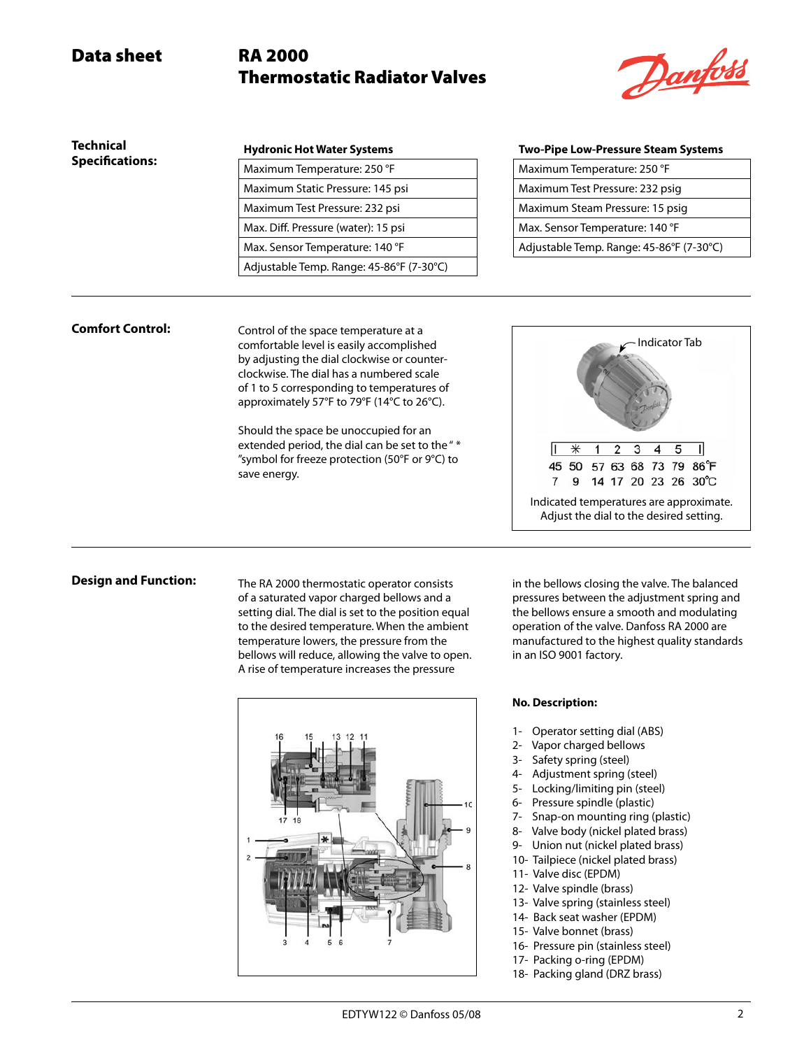# Data sheet — RA 2000 Thermostatic Radiator Valves

## Technical Specifications:

| Hydronic Hot Water Systems |
|---|
| Maximum Temperature: 250 °F |
| Maximum Static Pressure: 145 psi |
| Maximum Test Pressure: 232 psi |
| Max. Diff. Pressure (water): 15 psi |
| Max. Sensor Temperature: 140 °F |
| Adjustable Temp. Range: 45-86°F (7-30°C) |

| Two-Pipe Low-Pressure Steam Systems |
|---|
| Maximum Temperature: 250 °F |
| Maximum Test Pressure: 232 psig |
| Maximum Steam Pressure: 15 psig |
| Max. Sensor Temperature: 140 °F |
| Adjustable Temp. Range: 45-86°F (7-30°C) |

## Comfort Control:

Control of the space temperature at a comfortable level is easily accomplished by adjusting the dial clockwise or counter-clockwise. The dial has a numbered scale of 1 to 5 corresponding to temperatures of approximately 57°F to 79°F (14°C to 26°C).

Should the space be unoccupied for an extended period, the dial can be set to the " * "symbol for freeze protection (50°F or 9°C) to save energy.

Indicator Tab

| I | * | 1 | 2 | 3 | 4 | 5 | I |
|---|---|---|---|---|---|---|---|
| 45 | 50 | 57 | 63 | 68 | 73 | 79 | 86°F |
| 7 | 9 | 14 | 17 | 20 | 23 | 26 | 30°C |

Indicated temperatures are approximate. Adjust the dial to the desired setting.

## Design and Function:

The RA 2000 thermostatic operator consists of a saturated vapor charged bellows and a setting dial. The dial is set to the position equal to the desired temperature. When the ambient temperature lowers, the pressure from the bellows will reduce, allowing the valve to open. A rise of temperature increases the pressure in the bellows closing the valve. The balanced pressures between the adjustment spring and the bellows ensure a smooth and modulating operation of the valve. Danfoss RA 2000 are manufactured to the highest quality standards in an ISO 9001 factory.

**No. Description:**

1- Operator setting dial (ABS)
2- Vapor charged bellows
3- Safety spring (steel)
4- Adjustment spring (steel)
5- Locking/limiting pin (steel)
6- Pressure spindle (plastic)
7- Snap-on mounting ring (plastic)
8- Valve body (nickel plated brass)
9- Union nut (nickel plated brass)
10- Tailpiece (nickel plated brass)
11- Valve disc (EPDM)
12- Valve spindle (brass)
13- Valve spring (stainless steel)
14- Back seat washer (EPDM)
15- Valve bonnet (brass)
16- Pressure pin (stainless steel)
17- Packing o-ring (EPDM)
18- Packing gland (DRZ brass)

EDTYW122 © Danfoss 05/08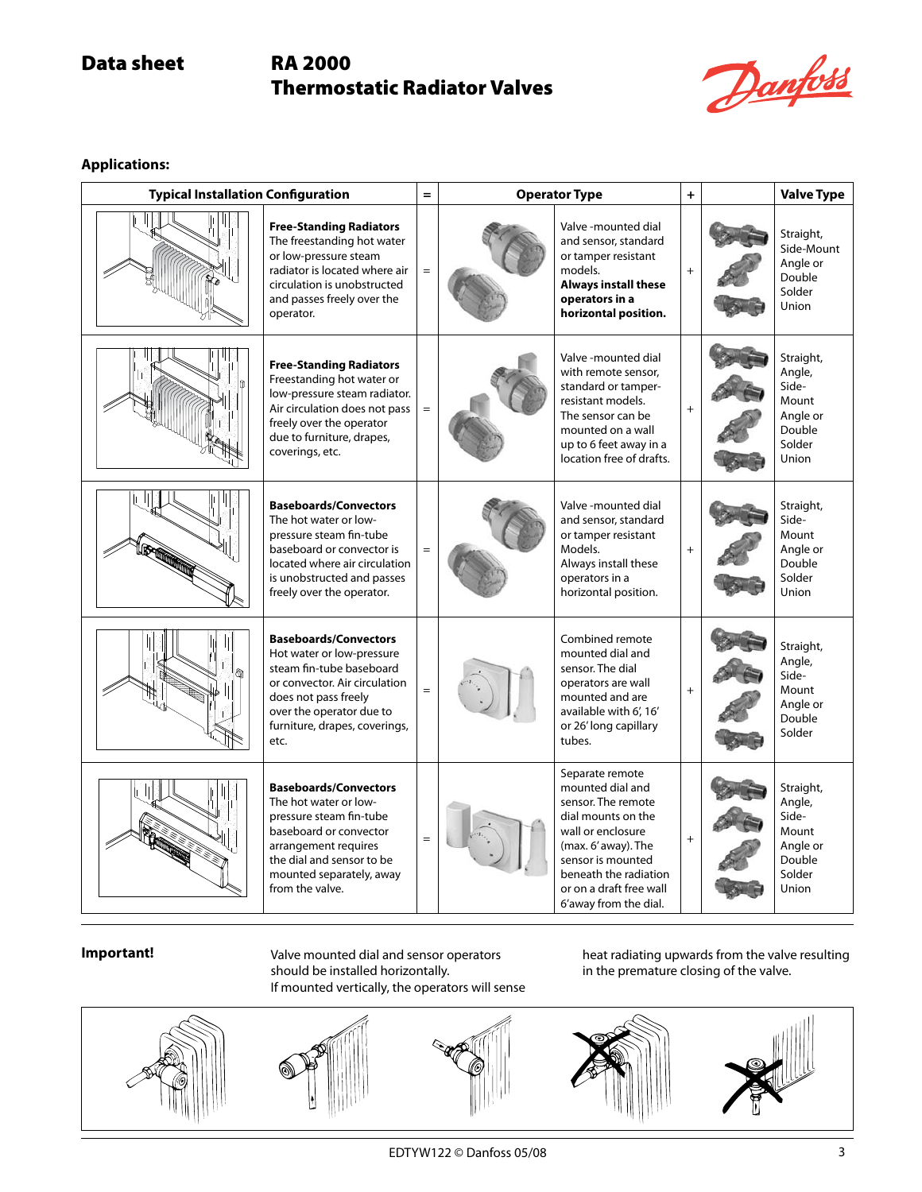## Applications:

| Typical Installation Configuration | | = | Operator Type | | + | | Valve Type |
|---|---|---|---|---|---|---|---|
| | **Free-Standing Radiators** The freestanding hot water or low-pressure steam radiator is located where air circulation is unobstructed and passes freely over the operator. | = | | Valve -mounted dial and sensor, standard or tamper resistant models. **Always install these operators in a horizontal position.** | + | | Straight, Side-Mount Angle or Double Solder Union |
| | **Free-Standing Radiators** Freestanding hot water or low-pressure steam radiator. Air circulation does not pass freely over the operator due to furniture, drapes, coverings, etc. | = | | Valve -mounted dial with remote sensor, standard or tamper-resistant models. The sensor can be mounted on a wall up to 6 feet away in a location free of drafts. | + | | Straight, Angle, Side-Mount Angle or Double Solder Union |
| | **Baseboards/Convectors** The hot water or low-pressure steam fin-tube baseboard or convector is located where air circulation is unobstructed and passes freely over the operator. | = | | Valve -mounted dial and sensor, standard or tamper resistant Models. Always install these operators in a horizontal position. | + | | Straight, Side-Mount Angle or Double Solder Union |
| | **Baseboards/Convectors** Hot water or low-pressure steam fin-tube baseboard or convector. Air circulation does not pass freely over the operator due to furniture, drapes, coverings, etc. | = | | Combined remote mounted dial and sensor. The dial operators are wall mounted and are available with 6', 16' or 26' long capillary tubes. | + | | Straight, Angle, Side-Mount Angle or Double Solder |
| | **Baseboards/Convectors** The hot water or low-pressure steam fin-tube baseboard or convector arrangement requires the dial and sensor to be mounted separately, away from the valve. | = | | Separate remote mounted dial and sensor. The remote dial mounts on the wall or enclosure (max. 6' away). The sensor is mounted beneath the radiation or on a draft free wall 6'away from the dial. | + | | Straight, Angle, Side-Mount Angle or Double Solder Union |

**Important!**

Valve mounted dial and sensor operators should be installed horizontally. If mounted vertically, the operators will sense heat radiating upwards from the valve resulting in the premature closing of the valve.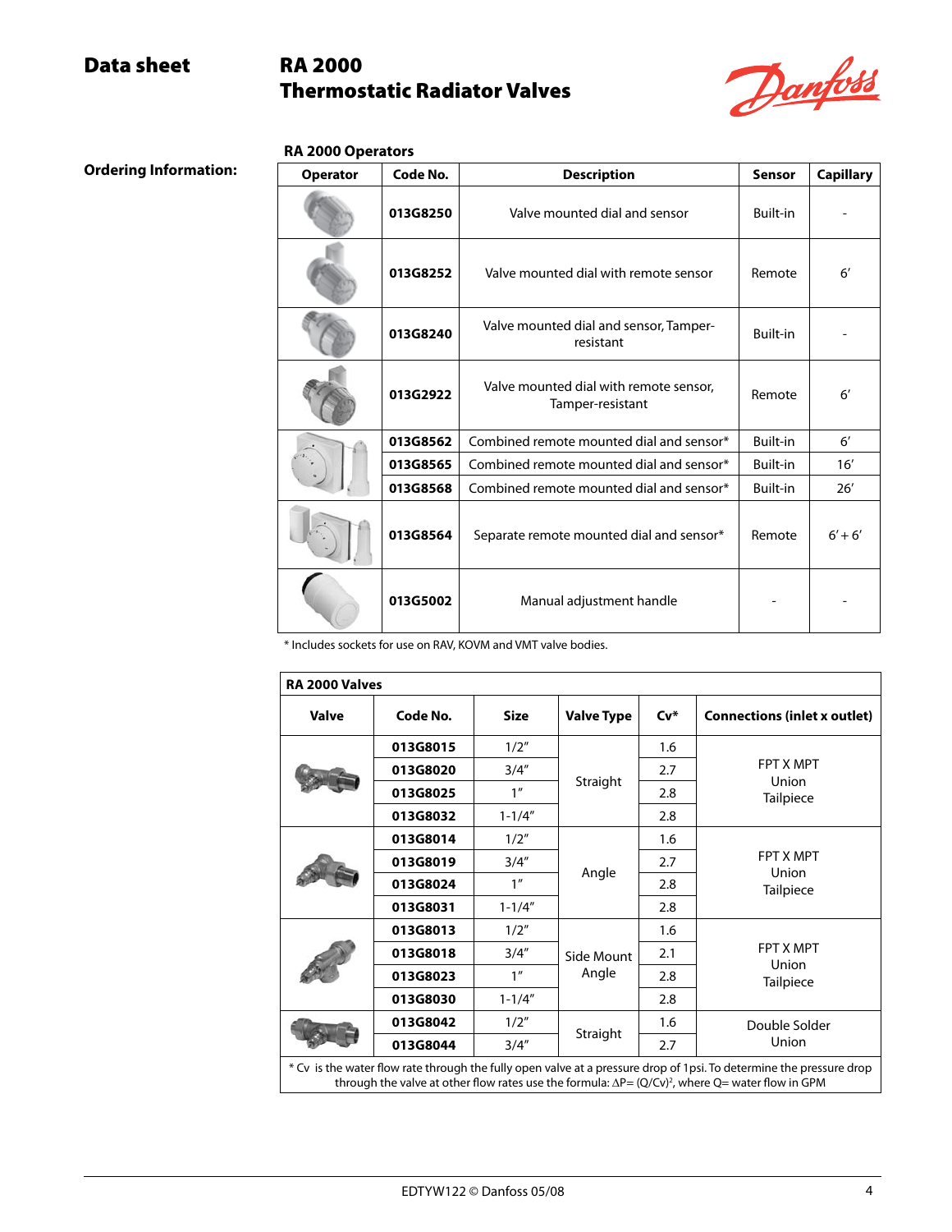## Ordering Information:

### RA 2000 Operators

| Operator | Code No. | Description | Sensor | Capillary |
|---|---|---|---|---|
| | 013G8250 | Valve mounted dial and sensor | Built-in | - |
| | 013G8252 | Valve mounted dial with remote sensor | Remote | 6′ |
| | 013G8240 | Valve mounted dial and sensor, Tamper-resistant | Built-in | - |
| | 013G2922 | Valve mounted dial with remote sensor, Tamper-resistant | Remote | 6′ |
| | 013G8562 | Combined remote mounted dial and sensor* | Built-in | 6′ |
| | 013G8565 | Combined remote mounted dial and sensor* | Built-in | 16′ |
| | 013G8568 | Combined remote mounted dial and sensor* | Built-in | 26′ |
| | 013G8564 | Separate remote mounted dial and sensor* | Remote | 6′ + 6′ |
| | 013G5002 | Manual adjustment handle | - | - |

* Includes sockets for use on RAV, KOVM and VMT valve bodies.

### RA 2000 Valves

| Valve | Code No. | Size | Valve Type | Cv* | Connections (inlet x outlet) |
|---|---|---|---|---|---|
| | 013G8015 | 1/2″ | Straight | 1.6 | FPT X MPT Union Tailpiece |
| | 013G8020 | 3/4″ | | 2.7 | |
| | 013G8025 | 1″ | | 2.8 | |
| | 013G8032 | 1-1/4″ | | 2.8 | |
| | 013G8014 | 1/2″ | Angle | 1.6 | FPT X MPT Union Tailpiece |
| | 013G8019 | 3/4″ | | 2.7 | |
| | 013G8024 | 1″ | | 2.8 | |
| | 013G8031 | 1-1/4″ | | 2.8 | |
| | 013G8013 | 1/2″ | Side Mount Angle | 1.6 | FPT X MPT Union Tailpiece |
| | 013G8018 | 3/4″ | | 2.1 | |
| | 013G8023 | 1″ | | 2.8 | |
| | 013G8030 | 1-1/4″ | | 2.8 | |
| | 013G8042 | 1/2″ | Straight | 1.6 | Double Solder Union |
| | 013G8044 | 3/4″ | | 2.7 | |

* Cv is the water flow rate through the fully open valve at a pressure drop of 1psi. To determine the pressure drop through the valve at other flow rates use the formula: $\Delta P = (Q/Cv)^2$, where Q= water flow in GPM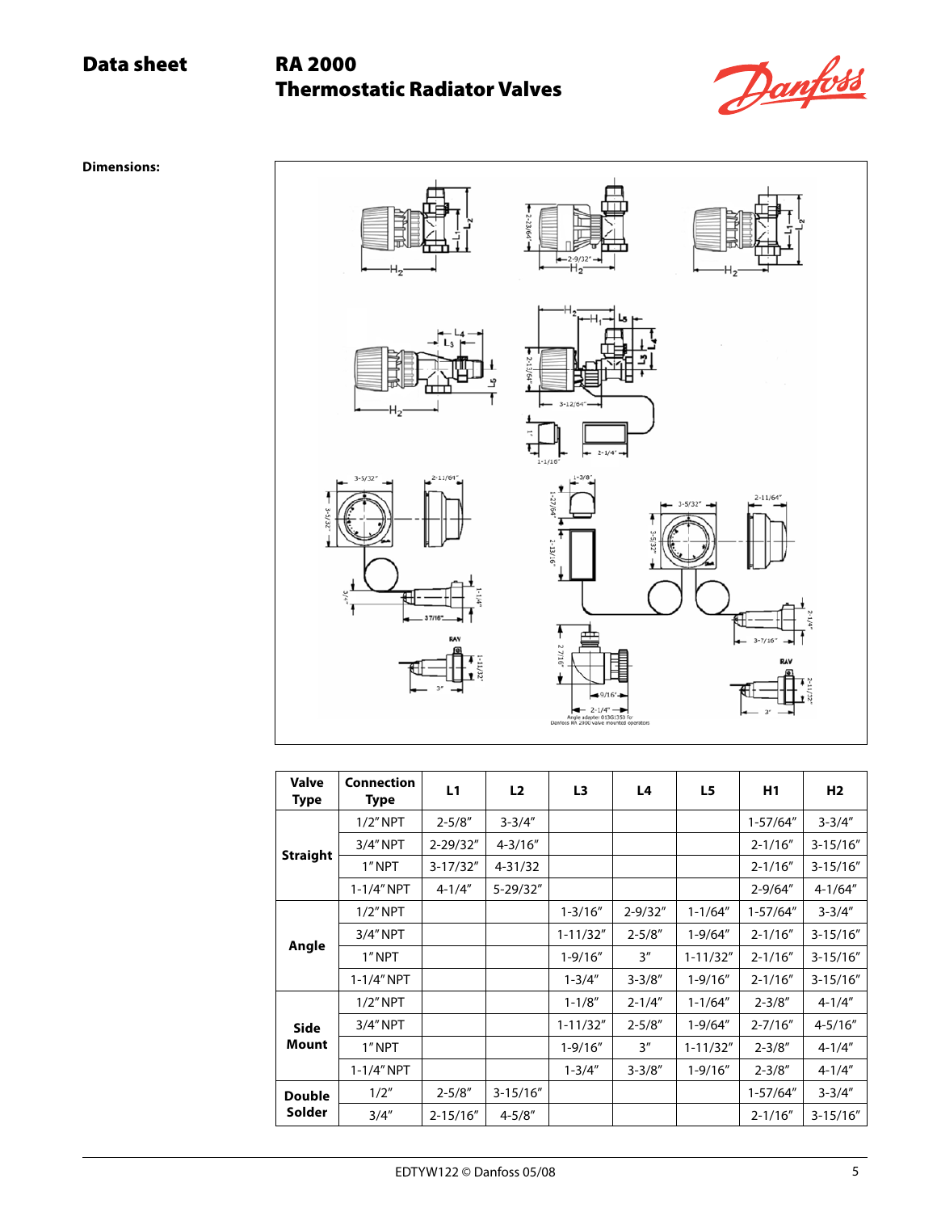**Dimensions:**

| Valve Type | Connection Type | L1 | L2 | L3 | L4 | L5 | H1 | H2 |
|---|---|---|---|---|---|---|---|---|
| Straight | 1/2″ NPT | 2-5/8″ | 3-3/4″ | | | | 1-57/64″ | 3-3/4″ |
| | 3/4″ NPT | 2-29/32″ | 4-3/16″ | | | | 2-1/16″ | 3-15/16″ |
| | 1″ NPT | 3-17/32″ | 4-31/32 | | | | 2-1/16″ | 3-15/16″ |
| | 1-1/4″ NPT | 4-1/4″ | 5-29/32″ | | | | 2-9/64″ | 4-1/64″ |
| Angle | 1/2″ NPT | | | 1-3/16″ | 2-9/32″ | 1-1/64″ | 1-57/64″ | 3-3/4″ |
| | 3/4″ NPT | | | 1-11/32″ | 2-5/8″ | 1-9/64″ | 2-1/16″ | 3-15/16″ |
| | 1″ NPT | | | 1-9/16″ | 3″ | 1-11/32″ | 2-1/16″ | 3-15/16″ |
| | 1-1/4″ NPT | | | 1-3/4″ | 3-3/8″ | 1-9/16″ | 2-1/16″ | 3-15/16″ |
| Side Mount | 1/2″ NPT | | | 1-1/8″ | 2-1/4″ | 1-1/64″ | 2-3/8″ | 4-1/4″ |
| | 3/4″ NPT | | | 1-11/32″ | 2-5/8″ | 1-9/64″ | 2-7/16″ | 4-5/16″ |
| | 1″ NPT | | | 1-9/16″ | 3″ | 1-11/32″ | 2-3/8″ | 4-1/4″ |
| | 1-1/4″ NPT | | | 1-3/4″ | 3-3/8″ | 1-9/16″ | 2-3/8″ | 4-1/4″ |
| Double Solder | 1/2″ | 2-5/8″ | 3-15/16″ | | | | 1-57/64″ | 3-3/4″ |
| | 3/4″ | 2-15/16″ | 4-5/8″ | | | | 2-1/16″ | 3-15/16″ |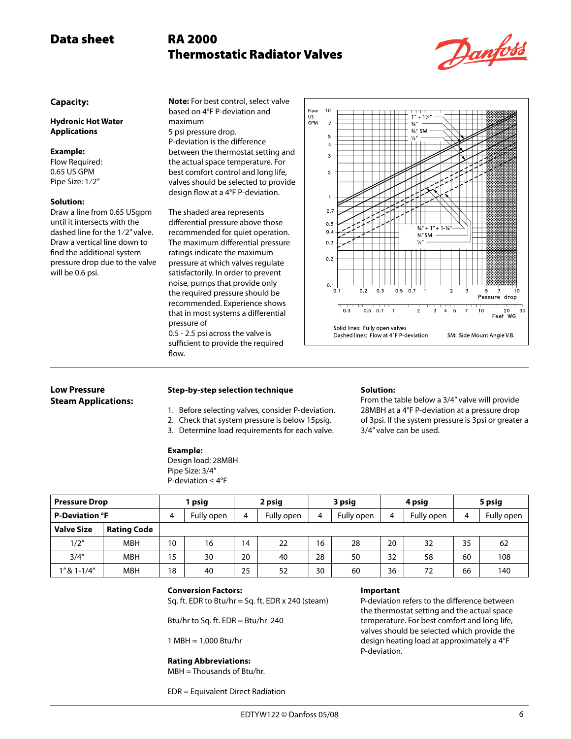## Data sheet — RA 2000 Thermostatic Radiator Valves

### Capacity:

**Hydronic Hot Water Applications**

**Example:**
Flow Required:
0.65 US GPM
Pipe Size: 1/2"

**Solution:**
Draw a line from 0.65 USgpm until it intersects with the dashed line for the 1/2" valve. Draw a vertical line down to find the additional system pressure drop due to the valve will be 0.6 psi.

**Note:** For best control, select valve based on 4°F P-deviation and maximum 5 psi pressure drop.
P-deviation is the difference between the thermostat setting and the actual space temperature. For best comfort control and long life, valves should be selected to provide design flow at a 4°F P-deviation.

The shaded area represents differential pressure above those recommended for quiet operation. The maximum differential pressure ratings indicate the maximum pressure at which valves regulate satisfactorily. In order to prevent noise, pumps that provide only the required pressure should be recommended. Experience shows that in most systems a differential pressure of 0.5 - 2.5 psi across the valve is sufficient to provide the required flow.

Solid lines: Fully open valves
Dashed lines: Flow at 4°F P-deviation
SM: Side Mount Angle V.B.

---

### Low Pressure Steam Applications:

**Step-by-step selection technique**

1. Before selecting valves, consider P-deviation.
2. Check that system pressure is below 15psig.
3. Determine load requirements for each valve.

**Example:**
Design load: 28MBH
Pipe Size: 3/4"
P-deviation ≤ 4°F

**Solution:**
From the table below a 3/4" valve will provide 28MBH at a 4°F P-deviation at a pressure drop of 3psi. If the system pressure is 3psi or greater a 3/4" valve can be used.

| Pressure Drop | | 1 psig | | 2 psig | | 3 psig | | 4 psig | | 5 psig | |
|---|---|---|---|---|---|---|---|---|---|---|---|
| P-Deviation °F | | 4 | Fully open | 4 | Fully open | 4 | Fully open | 4 | Fully open | 4 | Fully open |
| Valve Size | Rating Code | | | | | | | | | | |
| 1/2" | MBH | 10 | 16 | 14 | 22 | 16 | 28 | 20 | 32 | 35 | 62 |
| 3/4" | MBH | 15 | 30 | 20 | 40 | 28 | 50 | 32 | 58 | 60 | 108 |
| 1" & 1-1/4" | MBH | 18 | 40 | 25 | 52 | 30 | 60 | 36 | 72 | 66 | 140 |

**Conversion Factors:**
Sq. ft. EDR to Btu/hr = Sq. ft. EDR x 240 (steam)

Btu/hr to Sq. ft. EDR = Btu/hr 240

1 MBH = 1,000 Btu/hr

**Rating Abbreviations:**
MBH = Thousands of Btu/hr.

EDR = Equivalent Direct Radiation

**Important**
P-deviation refers to the difference between the thermostat setting and the actual space temperature. For best comfort and long life, valves should be selected which provide the design heating load at approximately a 4°F P-deviation.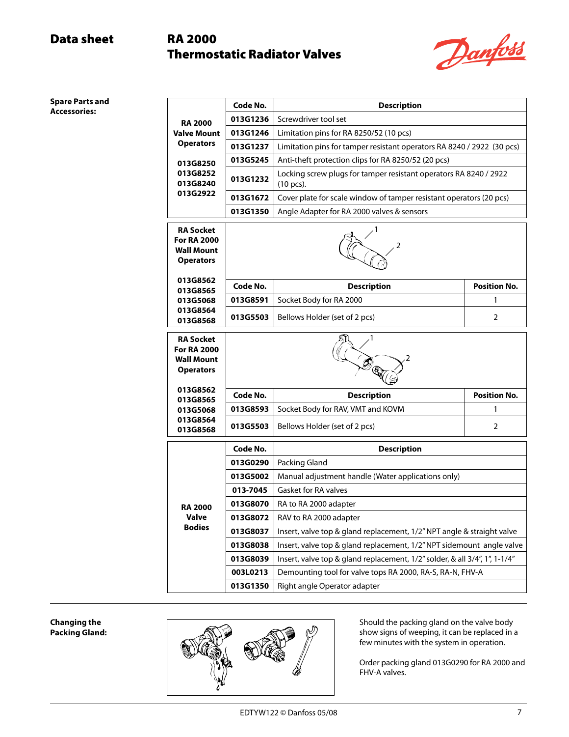## Spare Parts and Accessories:

| RA 2000 Valve Mount Operators | Code No. | Description |
|---|---|---|
| 013G8250<br>013G8252<br>013G8240<br>013G2922 | 013G1236 | Screwdriver tool set |
| | 013G1246 | Limitation pins for RA 8250/52 (10 pcs) |
| | 013G1237 | Limitation pins for tamper resistant operators RA 8240 / 2922 (30 pcs) |
| | 013G5245 | Anti-theft protection clips for RA 8250/52 (20 pcs) |
| | 013G1232 | Locking screw plugs for tamper resistant operators RA 8240 / 2922 (10 pcs). |
| | 013G1672 | Cover plate for scale window of tamper resistant operators (20 pcs) |
| | 013G1350 | Angle Adapter for RA 2000 valves & sensors |

**RA Socket For RA 2000 Wall Mount Operators**

013G8562, 013G8565, 013G5068, 013G8564, 013G8568

| Code No. | Description | Position No. |
|---|---|---|
| 013G8591 | Socket Body for RA 2000 | 1 |
| 013G5503 | Bellows Holder (set of 2 pcs) | 2 |

**RA Socket For RA 2000 Wall Mount Operators**

013G8562, 013G8565, 013G5068, 013G8564, 013G8568

| Code No. | Description | Position No. |
|---|---|---|
| 013G8593 | Socket Body for RAV, VMT and KOVM | 1 |
| 013G5503 | Bellows Holder (set of 2 pcs) | 2 |

**RA 2000 Valve Bodies**

| Code No. | Description |
|---|---|
| 013G0290 | Packing Gland |
| 013G5002 | Manual adjustment handle (Water applications only) |
| 013-7045 | Gasket for RA valves |
| 013G8070 | RA to RA 2000 adapter |
| 013G8072 | RAV to RA 2000 adapter |
| 013G8037 | Insert, valve top & gland replacement, 1/2" NPT angle & straight valve |
| 013G8038 | Insert, valve top & gland replacement, 1/2" NPT sidemount angle valve |
| 013G8039 | Insert, valve top & gland replacement, 1/2" solder, & all 3/4", 1", 1-1/4" |
| 003L0213 | Demounting tool for valve tops RA 2000, RA-S, RA-N, FHV-A |
| 013G1350 | Right angle Operator adapter |

## Changing the Packing Gland:

Should the packing gland on the valve body show signs of weeping, it can be replaced in a few minutes with the system in operation.

Order packing gland 013G0290 for RA 2000 and FHV-A valves.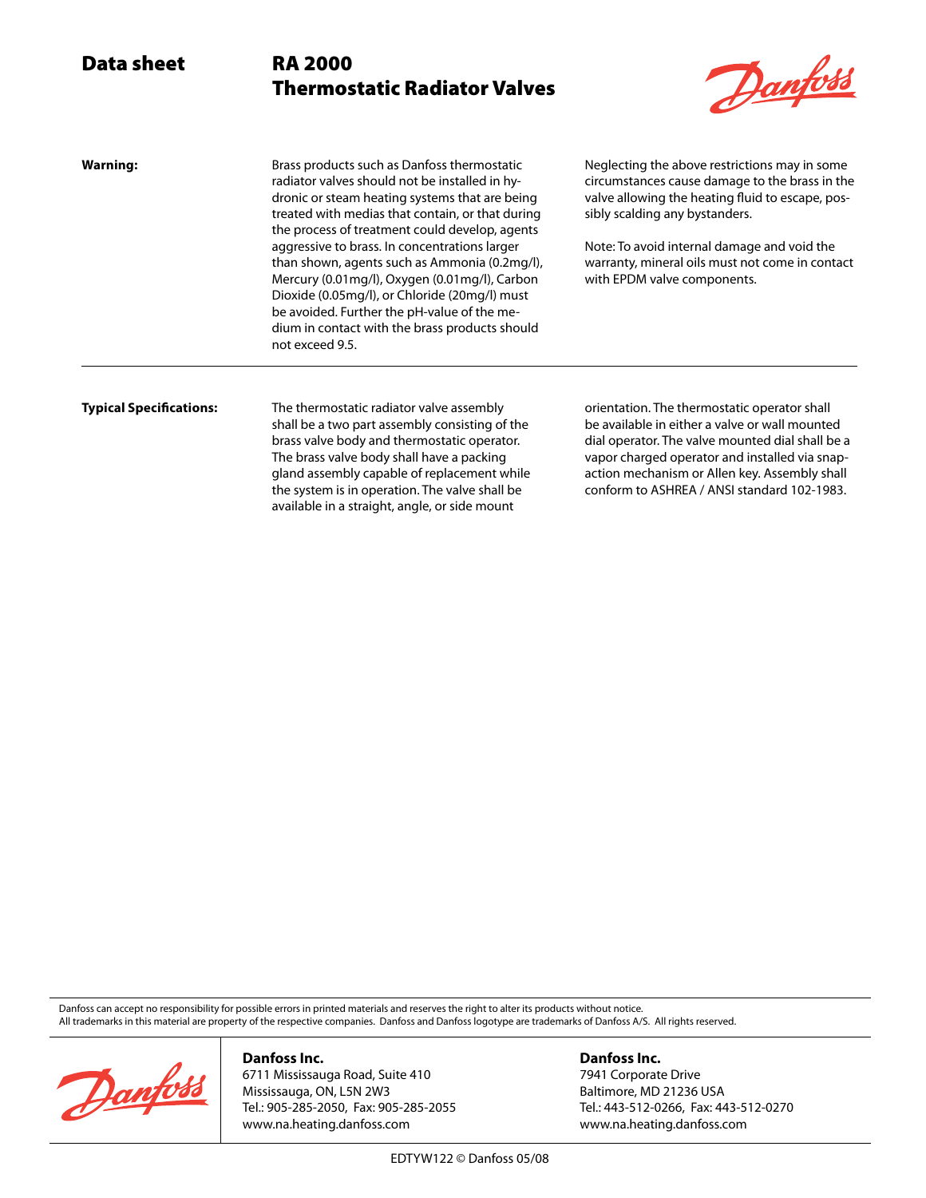**Warning:**

Brass products such as Danfoss thermostatic radiator valves should not be installed in hydronic or steam heating systems that are being treated with medias that contain, or that during the process of treatment could develop, agents aggressive to brass. In concentrations larger than shown, agents such as Ammonia (0.2mg/l), Mercury (0.01mg/l), Oxygen (0.01mg/l), Carbon Dioxide (0.05mg/l), or Chloride (20mg/l) must be avoided. Further the pH-value of the medium in contact with the brass products should not exceed 9.5.

Neglecting the above restrictions may in some circumstances cause damage to the brass in the valve allowing the heating fluid to escape, possibly scalding any bystanders.

Note: To avoid internal damage and void the warranty, mineral oils must not come in contact with EPDM valve components.

**Typical Specifications:**

The thermostatic radiator valve assembly shall be a two part assembly consisting of the brass valve body and thermostatic operator. The brass valve body shall have a packing gland assembly capable of replacement while the system is in operation. The valve shall be available in a straight, angle, or side mount orientation. The thermostatic operator shall be available in either a valve or wall mounted dial operator. The valve mounted dial shall be a vapor charged operator and installed via snap-action mechanism or Allen key. Assembly shall conform to ASHREA / ANSI standard 102-1983.

Danfoss can accept no responsibility for possible errors in printed materials and reserves the right to alter its products without notice.
All trademarks in this material are property of the respective companies. Danfoss and Danfoss logotype are trademarks of Danfoss A/S. All rights reserved.

**Danfoss Inc.**
6711 Mississauga Road, Suite 410
Mississauga, ON, L5N 2W3
Tel.: 905-285-2050, Fax: 905-285-2055
www.na.heating.danfoss.com

**Danfoss Inc.**
7941 Corporate Drive
Baltimore, MD 21236 USA
Tel.: 443-512-0266, Fax: 443-512-0270
www.na.heating.danfoss.com

EDTYW122 © Danfoss 05/08